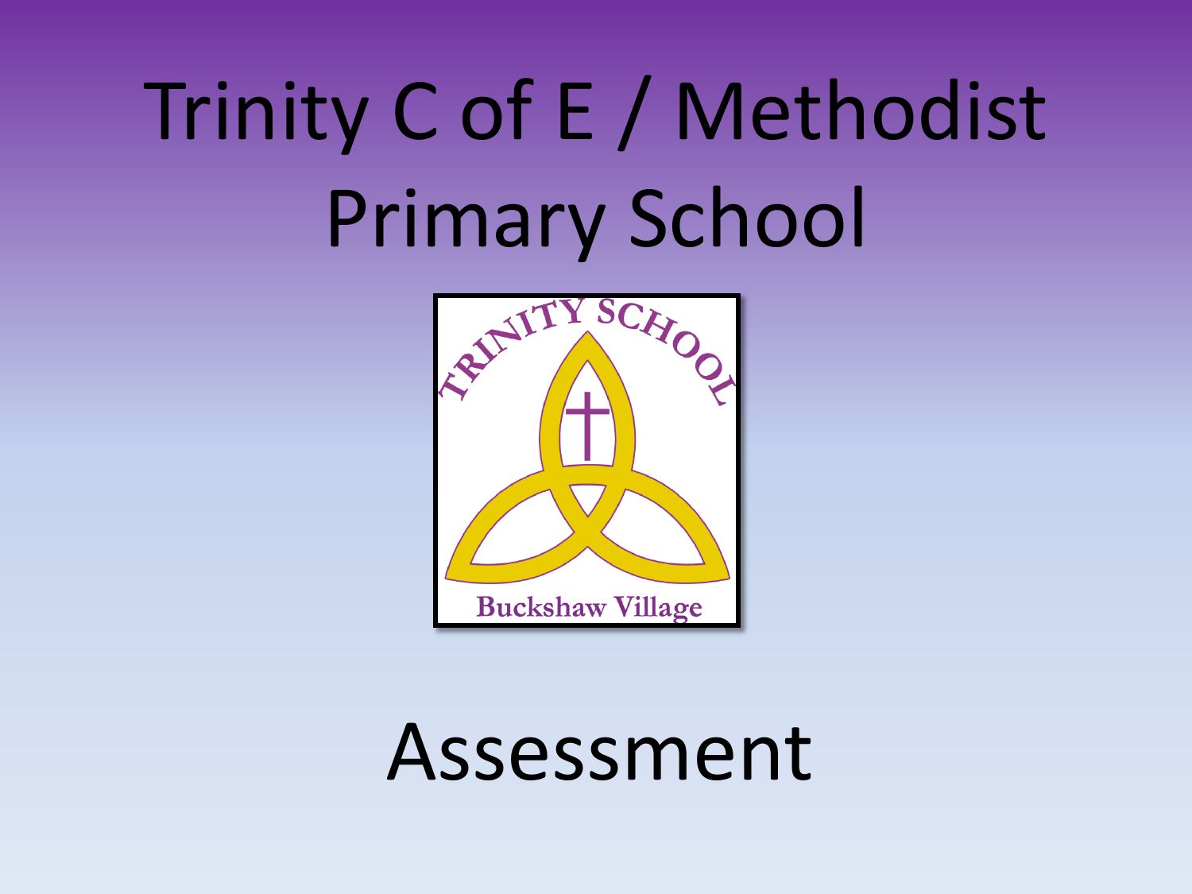# Trinity C of E / Methodist Primary School

TRINITY SCHOOL

Buckshaw Village

## Assessment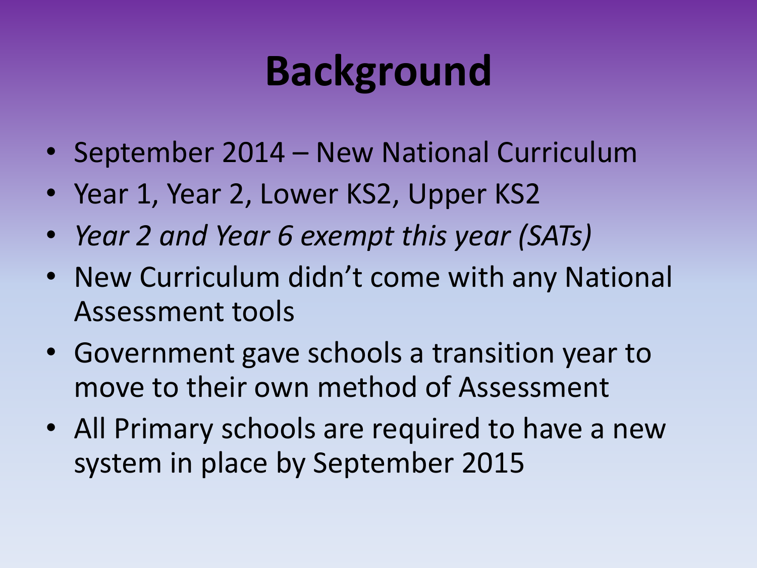# Background

- September 2014 – New National Curriculum
- Year 1, Year 2, Lower KS2, Upper KS2
- *Year 2 and Year 6 exempt this year (SATs)*
- New Curriculum didn't come with any National Assessment tools
- Government gave schools a transition year to move to their own method of Assessment
- All Primary schools are required to have a new system in place by September 2015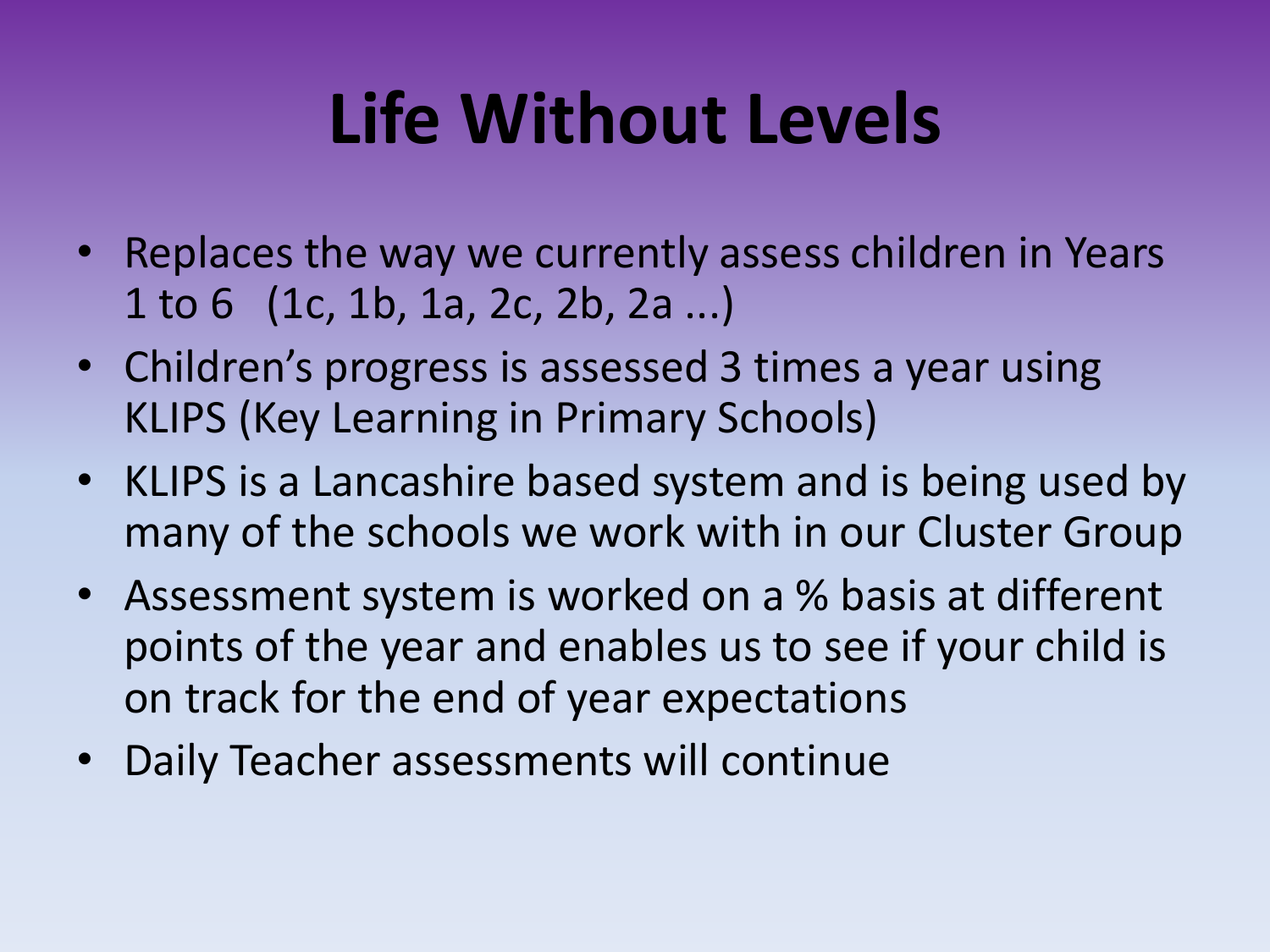# Life Without Levels

- Replaces the way we currently assess children in Years 1 to 6 (1c, 1b, 1a, 2c, 2b, 2a ...)
- Children's progress is assessed 3 times a year using KLIPS (Key Learning in Primary Schools)
- KLIPS is a Lancashire based system and is being used by many of the schools we work with in our Cluster Group
- Assessment system is worked on a % basis at different points of the year and enables us to see if your child is on track for the end of year expectations
- Daily Teacher assessments will continue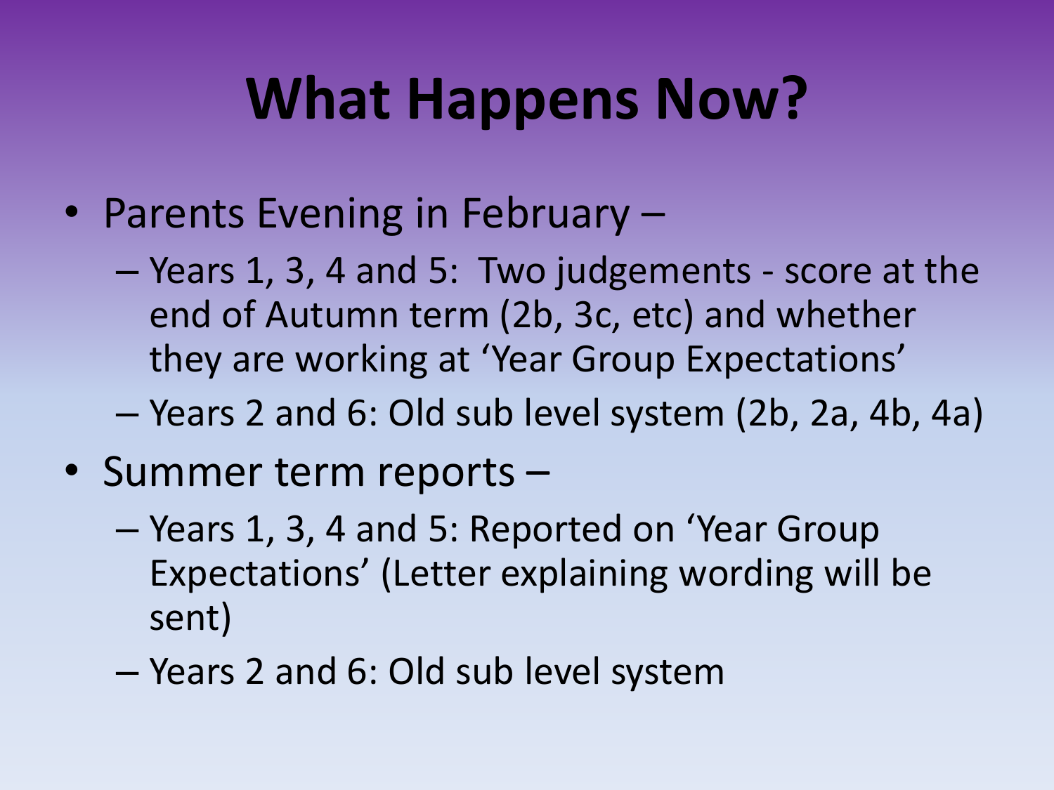# What Happens Now?

- Parents Evening in February –
  - Years 1, 3, 4 and 5: Two judgements - score at the end of Autumn term (2b, 3c, etc) and whether they are working at 'Year Group Expectations'
  - Years 2 and 6: Old sub level system (2b, 2a, 4b, 4a)
- Summer term reports –
  - Years 1, 3, 4 and 5: Reported on 'Year Group Expectations' (Letter explaining wording will be sent)
  - Years 2 and 6: Old sub level system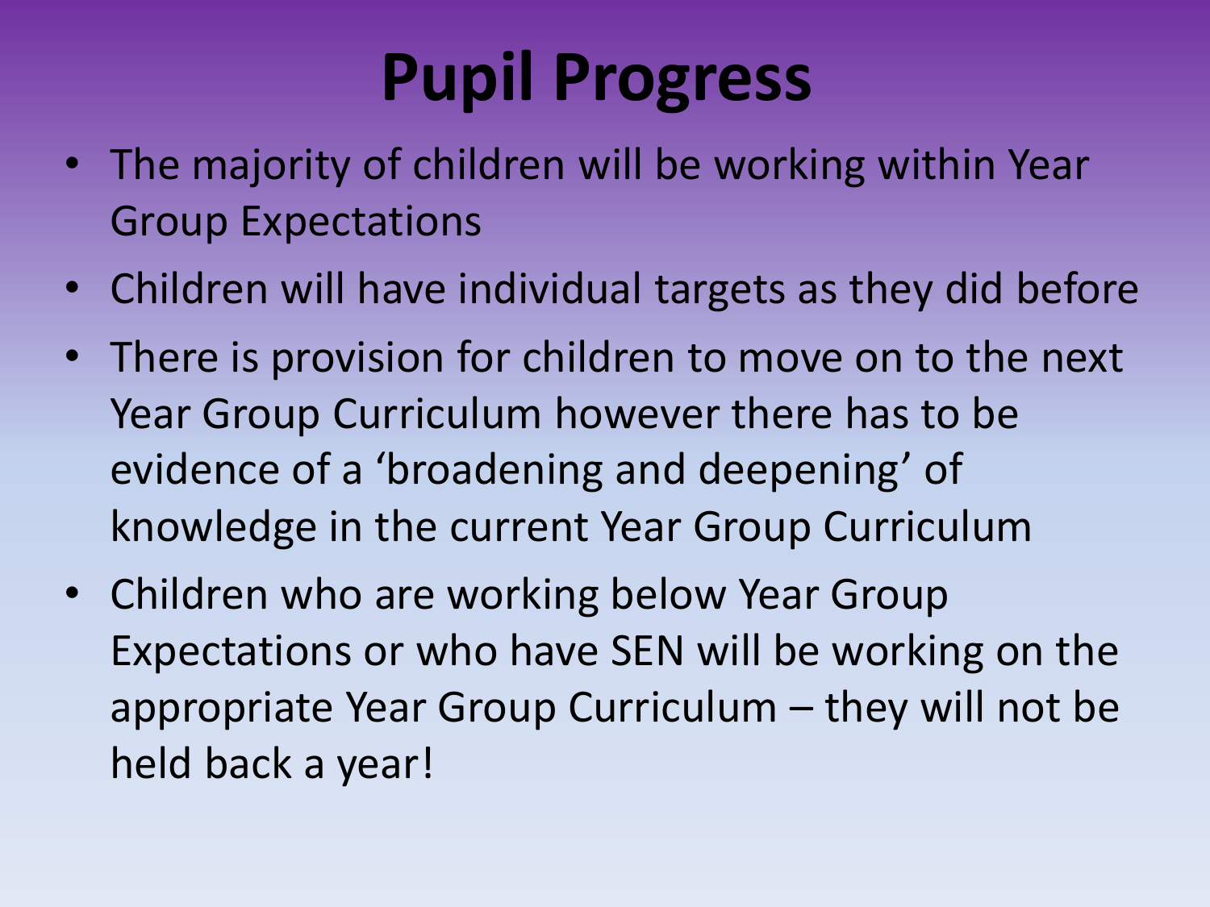# Pupil Progress

- The majority of children will be working within Year Group Expectations
- Children will have individual targets as they did before
- There is provision for children to move on to the next Year Group Curriculum however there has to be evidence of a 'broadening and deepening' of knowledge in the current Year Group Curriculum
- Children who are working below Year Group Expectations or who have SEN will be working on the appropriate Year Group Curriculum – they will not be held back a year!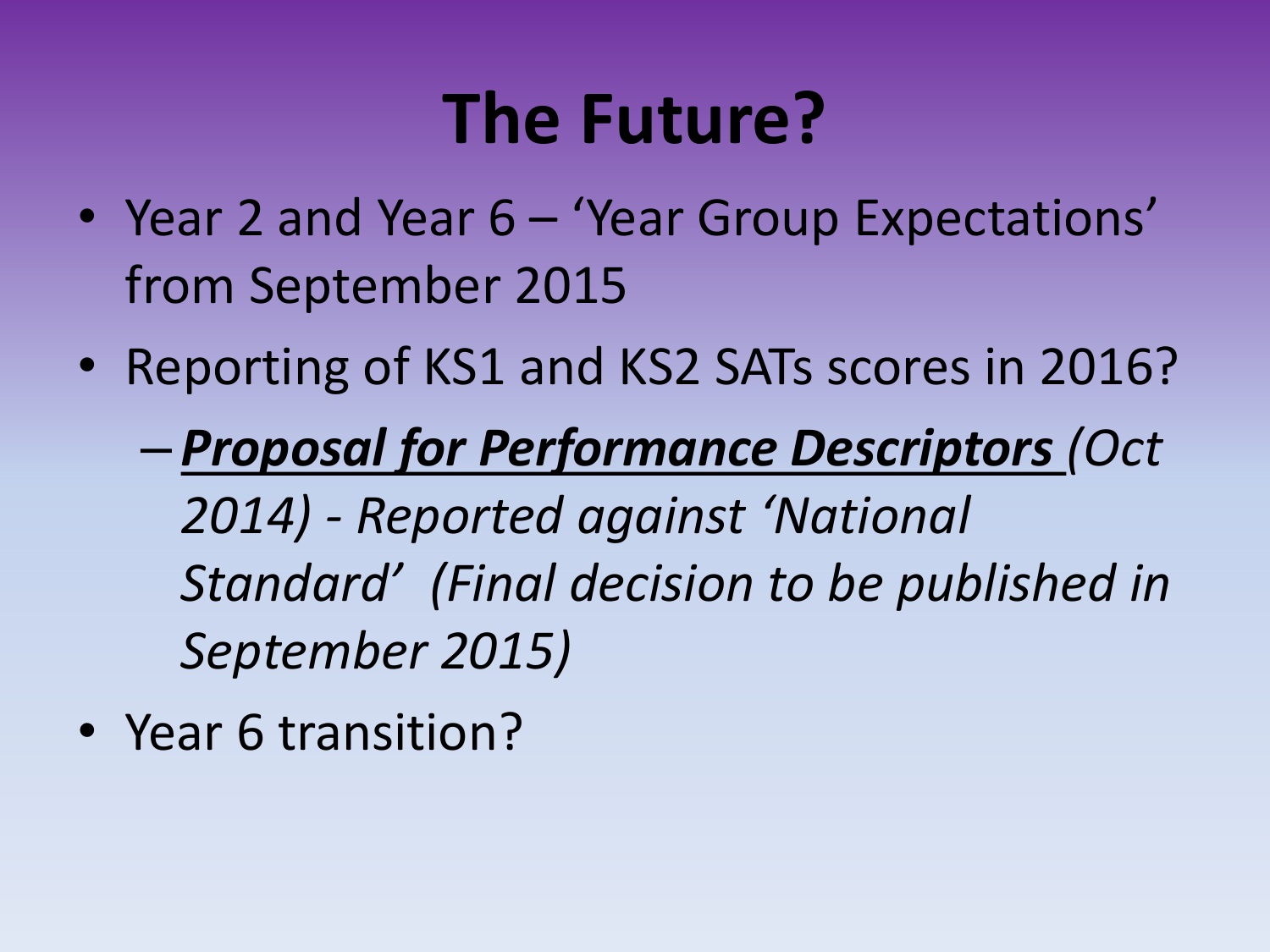# The Future?

- Year 2 and Year 6 – 'Year Group Expectations' from September 2015
- Reporting of KS1 and KS2 SATs scores in 2016?
  - ***Proposal for Performance Descriptors*** *(Oct 2014) - Reported against 'National Standard' (Final decision to be published in September 2015)*
- Year 6 transition?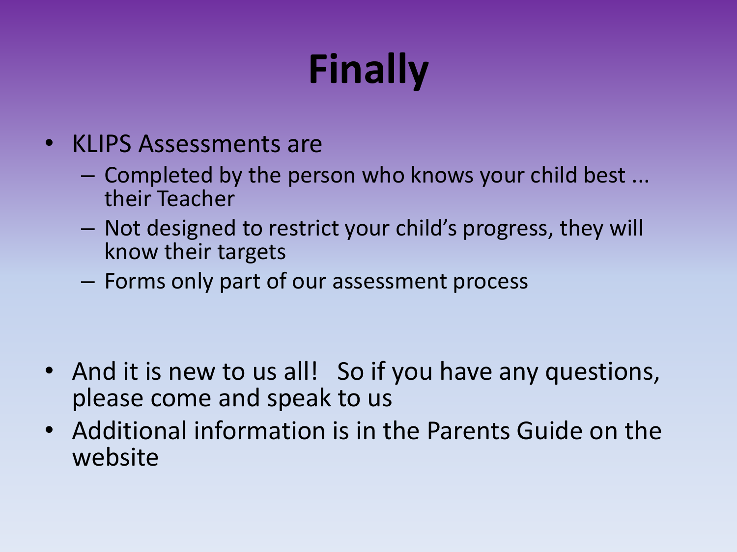# Finally

- KLIPS Assessments are
  - Completed by the person who knows your child best ... their Teacher
  - Not designed to restrict your child's progress, they will know their targets
  - Forms only part of our assessment process

- And it is new to us all! So if you have any questions, please come and speak to us
- Additional information is in the Parents Guide on the website